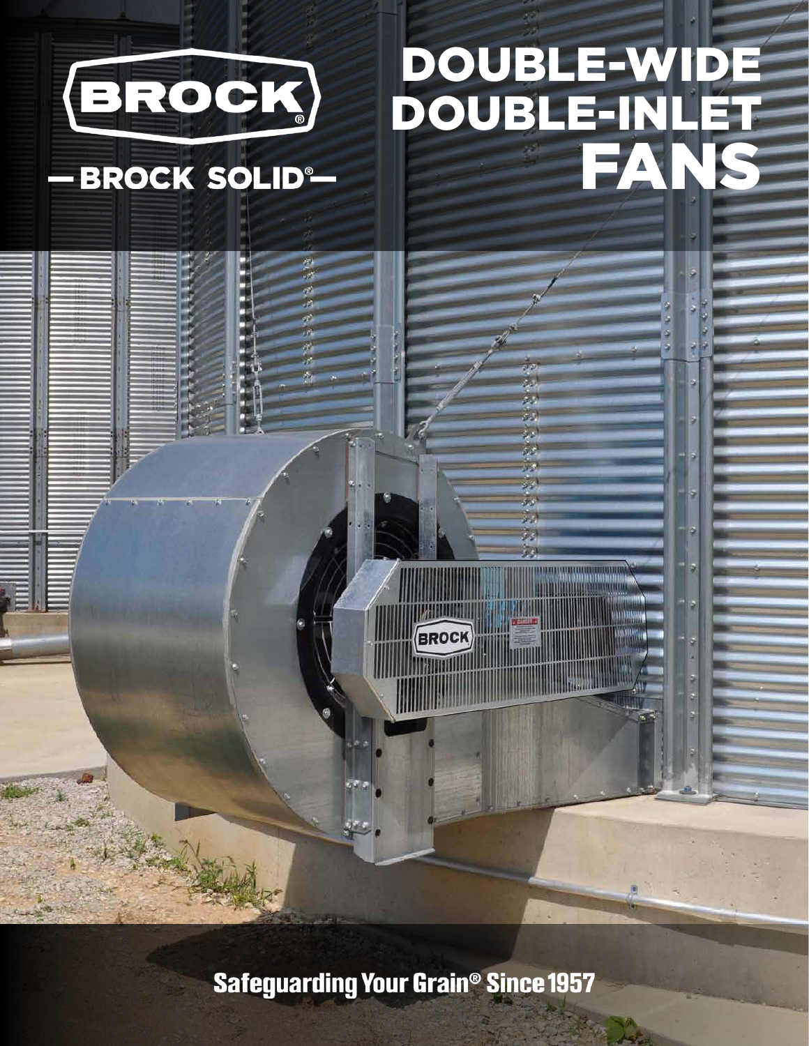BROCK®

— BROCK SOLID® —

# DOUBLE-WIDE DOUBLE-INLET FANS

Safeguarding Your Grain® Since 1957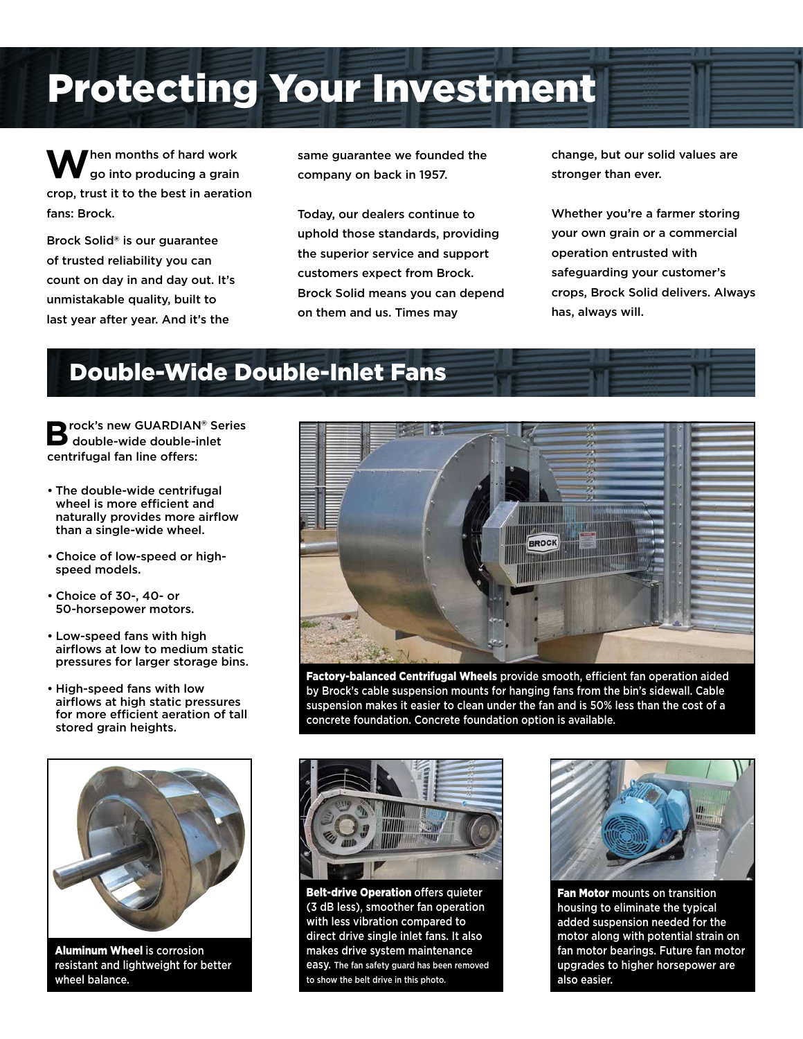# Protecting Your Investment

When months of hard work go into producing a grain crop, trust it to the best in aeration fans: Brock.

Brock Solid® is our guarantee of trusted reliability you can count on day in and day out. It's unmistakable quality, built to last year after year. And it's the same guarantee we founded the company on back in 1957.

Today, our dealers continue to uphold those standards, providing the superior service and support customers expect from Brock. Brock Solid means you can depend on them and us. Times may change, but our solid values are stronger than ever.

Whether you're a farmer storing your own grain or a commercial operation entrusted with safeguarding your customer's crops, Brock Solid delivers. Always has, always will.

## Double-Wide Double-Inlet Fans

Brock's new GUARDIAN® Series double-wide double-inlet centrifugal fan line offers:

- The double-wide centrifugal wheel is more efficient and naturally provides more airflow than a single-wide wheel.
- Choice of low-speed or high-speed models.
- Choice of 30-, 40- or 50-horsepower motors.
- Low-speed fans with high airflows at low to medium static pressures for larger storage bins.
- High-speed fans with low airflows at high static pressures for more efficient aeration of tall stored grain heights.

**Factory-balanced Centrifugal Wheels** provide smooth, efficient fan operation aided by Brock's cable suspension mounts for hanging fans from the bin's sidewall. Cable suspension makes it easier to clean under the fan and is 50% less than the cost of a concrete foundation. Concrete foundation option is available.

**Aluminum Wheel** is corrosion resistant and lightweight for better wheel balance.

**Belt-drive Operation** offers quieter (3 dB less), smoother fan operation with less vibration compared to direct drive single inlet fans. It also makes drive system maintenance easy. The fan safety guard has been removed to show the belt drive in this photo.

**Fan Motor** mounts on transition housing to eliminate the typical added suspension needed for the motor along with potential strain on fan motor bearings. Future fan motor upgrades to higher horsepower are also easier.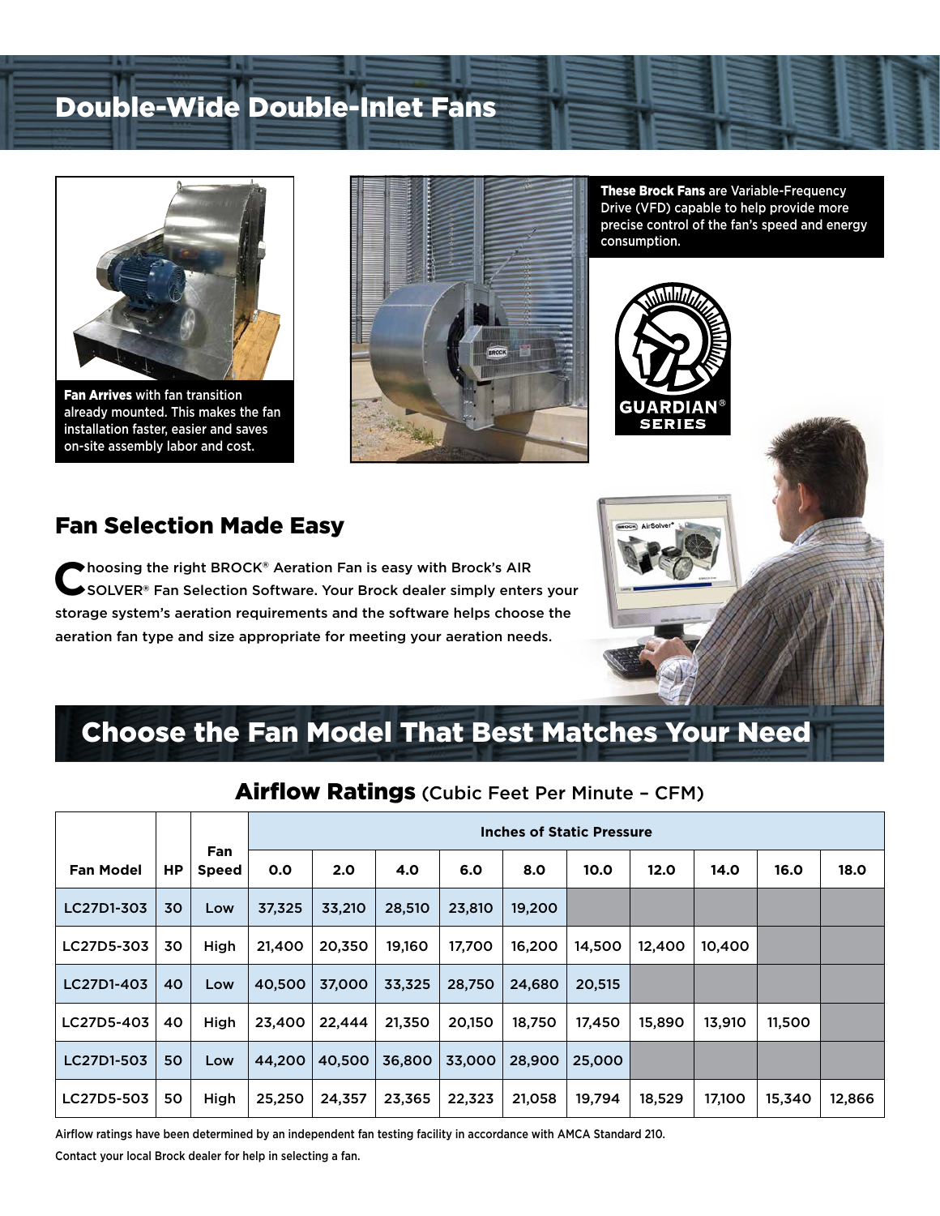# Double-Wide Double-Inlet Fans

**Fan Arrives** with fan transition already mounted. This makes the fan installation faster, easier and saves on-site assembly labor and cost.

**These Brock Fans** are Variable-Frequency Drive (VFD) capable to help provide more precise control of the fan's speed and energy consumption.

GUARDIAN® SERIES

## Fan Selection Made Easy

Choosing the right BROCK® Aeration Fan is easy with Brock's AIR SOLVER® Fan Selection Software. Your Brock dealer simply enters your storage system's aeration requirements and the software helps choose the aeration fan type and size appropriate for meeting your aeration needs.

## Choose the Fan Model That Best Matches Your Need

### Airflow Ratings (Cubic Feet Per Minute – CFM)

| Fan Model | HP | Fan Speed | Inches of Static Pressure | | | | | | | | | |
|---|---|---|---|---|---|---|---|---|---|---|---|---|
| | | | 0.0 | 2.0 | 4.0 | 6.0 | 8.0 | 10.0 | 12.0 | 14.0 | 16.0 | 18.0 |
| LC27D1-303 | 30 | Low | 37,325 | 33,210 | 28,510 | 23,810 | 19,200 | | | | | |
| LC27D5-303 | 30 | High | 21,400 | 20,350 | 19,160 | 17,700 | 16,200 | 14,500 | 12,400 | 10,400 | | |
| LC27D1-403 | 40 | Low | 40,500 | 37,000 | 33,325 | 28,750 | 24,680 | 20,515 | | | | |
| LC27D5-403 | 40 | High | 23,400 | 22,444 | 21,350 | 20,150 | 18,750 | 17,450 | 15,890 | 13,910 | 11,500 | |
| LC27D1-503 | 50 | Low | 44,200 | 40,500 | 36,800 | 33,000 | 28,900 | 25,000 | | | | |
| LC27D5-503 | 50 | High | 25,250 | 24,357 | 23,365 | 22,323 | 21,058 | 19,794 | 18,529 | 17,100 | 15,340 | 12,866 |

Airflow ratings have been determined by an independent fan testing facility in accordance with AMCA Standard 210.

Contact your local Brock dealer for help in selecting a fan.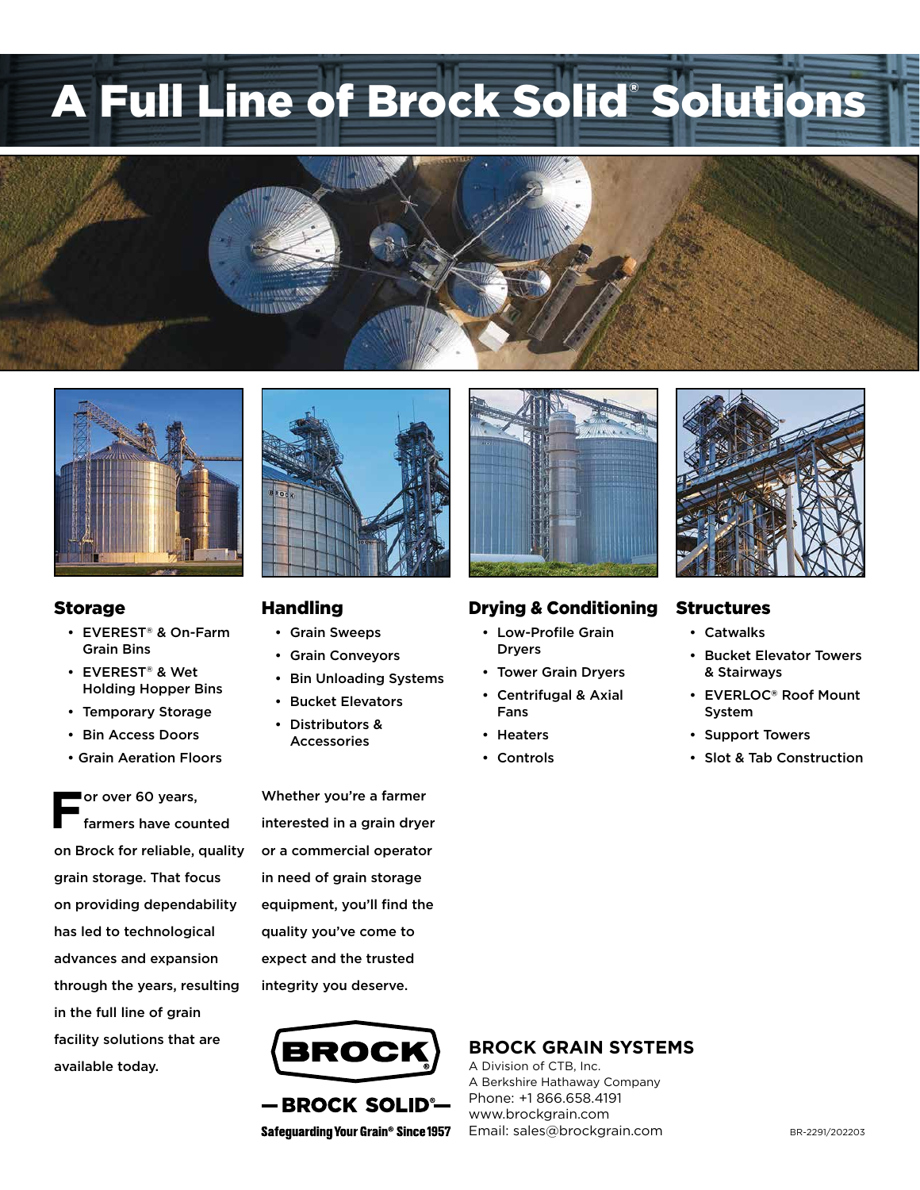# A Full Line of Brock Solid® Solutions

## Storage

- EVEREST® & On-Farm Grain Bins
- EVEREST® & Wet Holding Hopper Bins
- Temporary Storage
- Bin Access Doors
- Grain Aeration Floors

## Handling

- Grain Sweeps
- Grain Conveyors
- Bin Unloading Systems
- Bucket Elevators
- Distributors & Accessories

## Drying & Conditioning

- Low-Profile Grain Dryers
- Tower Grain Dryers
- Centrifugal & Axial Fans
- Heaters
- Controls

## Structures

- Catwalks
- Bucket Elevator Towers & Stairways
- EVERLOC® Roof Mount System
- Support Towers
- Slot & Tab Construction

For over 60 years, farmers have counted on Brock for reliable, quality grain storage. That focus on providing dependability has led to technological advances and expansion through the years, resulting in the full line of grain facility solutions that are available today.

Whether you're a farmer interested in a grain dryer or a commercial operator in need of grain storage equipment, you'll find the quality you've come to expect and the trusted integrity you deserve.

BROCK®

— BROCK SOLID® —

Safeguarding Your Grain® Since 1957

**BROCK GRAIN SYSTEMS**
A Division of CTB, Inc.
A Berkshire Hathaway Company
Phone: +1 866.658.4191
www.brockgrain.com
Email: sales@brockgrain.com

BR-2291/202203